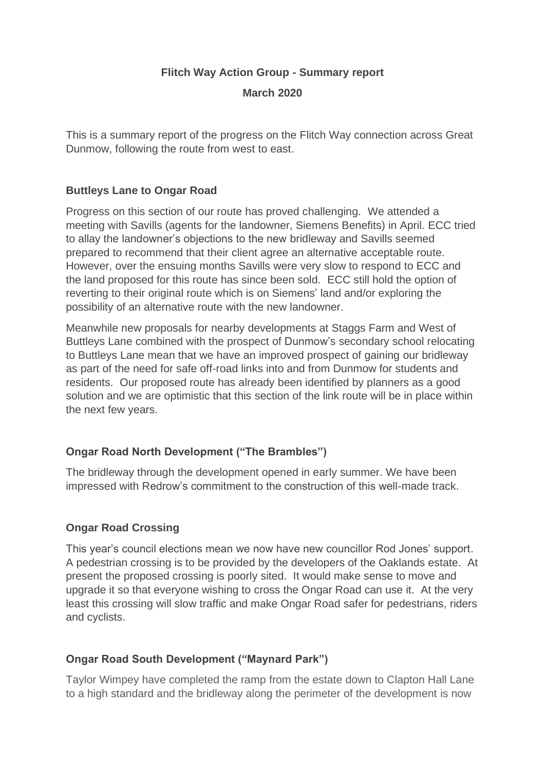**Flitch Way Action Group - Summary report**

**March 2020**

This is a summary report of the progress on the Flitch Way connection across Great Dunmow, following the route from west to east.

**Buttleys Lane to Ongar Road**

Progress on this section of our route has proved challenging. We attended a meeting with Savills (agents for the landowner, Siemens Benefits) in April. ECC tried to allay the landowner's objections to the new bridleway and Savills seemed prepared to recommend that their client agree an alternative acceptable route. However, over the ensuing months Savills were very slow to respond to ECC and the land proposed for this route has since been sold. ECC still hold the option of reverting to their original route which is on Siemens' land and/or exploring the possibility of an alternative route with the new landowner.

Meanwhile new proposals for nearby developments at Staggs Farm and West of Buttleys Lane combined with the prospect of Dunmow's secondary school relocating to Buttleys Lane mean that we have an improved prospect of gaining our bridleway as part of the need for safe off-road links into and from Dunmow for students and residents. Our proposed route has already been identified by planners as a good solution and we are optimistic that this section of the link route will be in place within the next few years.

**Ongar Road North Development ("The Brambles")**

The bridleway through the development opened in early summer. We have been impressed with Redrow's commitment to the construction of this well-made track.

**Ongar Road Crossing**

This year's council elections mean we now have new councillor Rod Jones' support. A pedestrian crossing is to be provided by the developers of the Oaklands estate. At present the proposed crossing is poorly sited. It would make sense to move and upgrade it so that everyone wishing to cross the Ongar Road can use it. At the very least this crossing will slow traffic and make Ongar Road safer for pedestrians, riders and cyclists.

**Ongar Road South Development ("Maynard Park")**

Taylor Wimpey have completed the ramp from the estate down to Clapton Hall Lane to a high standard and the bridleway along the perimeter of the development is now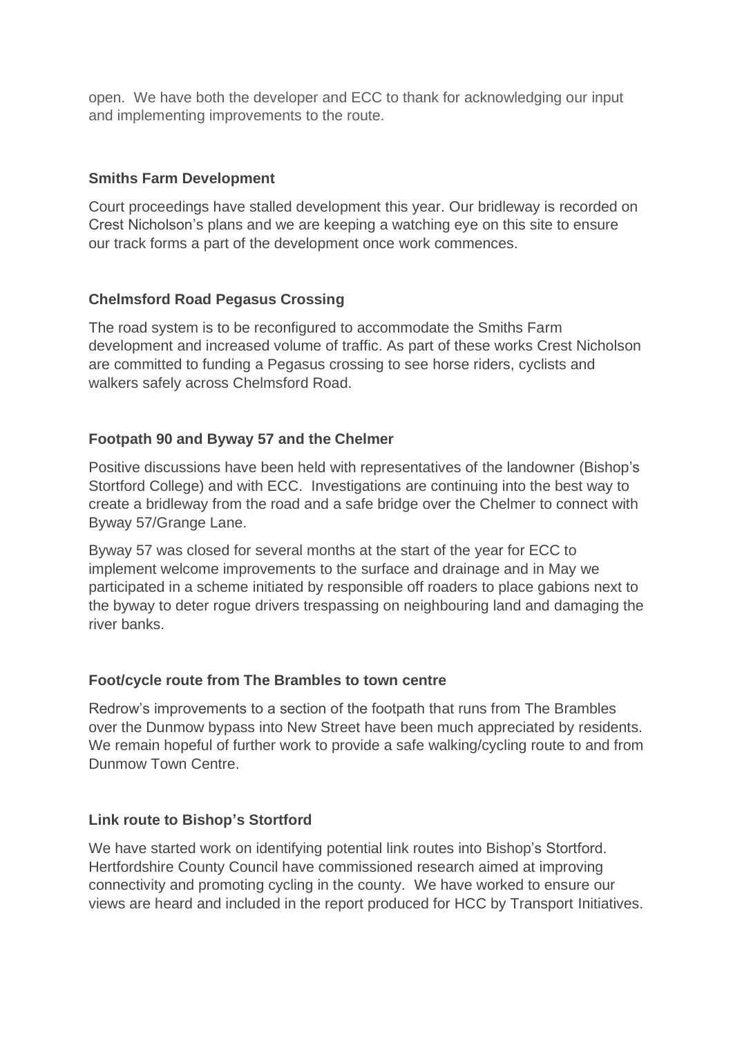open. We have both the developer and ECC to thank for acknowledging our input and implementing improvements to the route.

**Smiths Farm Development**

Court proceedings have stalled development this year. Our bridleway is recorded on Crest Nicholson's plans and we are keeping a watching eye on this site to ensure our track forms a part of the development once work commences.

**Chelmsford Road Pegasus Crossing**

The road system is to be reconfigured to accommodate the Smiths Farm development and increased volume of traffic. As part of these works Crest Nicholson are committed to funding a Pegasus crossing to see horse riders, cyclists and walkers safely across Chelmsford Road.

**Footpath 90 and Byway 57 and the Chelmer**

Positive discussions have been held with representatives of the landowner (Bishop's Stortford College) and with ECC. Investigations are continuing into the best way to create a bridleway from the road and a safe bridge over the Chelmer to connect with Byway 57/Grange Lane.

Byway 57 was closed for several months at the start of the year for ECC to implement welcome improvements to the surface and drainage and in May we participated in a scheme initiated by responsible off roaders to place gabions next to the byway to deter rogue drivers trespassing on neighbouring land and damaging the river banks.

**Foot/cycle route from The Brambles to town centre**

Redrow's improvements to a section of the footpath that runs from The Brambles over the Dunmow bypass into New Street have been much appreciated by residents. We remain hopeful of further work to provide a safe walking/cycling route to and from Dunmow Town Centre.

**Link route to Bishop's Stortford**

We have started work on identifying potential link routes into Bishop's Stortford. Hertfordshire County Council have commissioned research aimed at improving connectivity and promoting cycling in the county. We have worked to ensure our views are heard and included in the report produced for HCC by Transport Initiatives.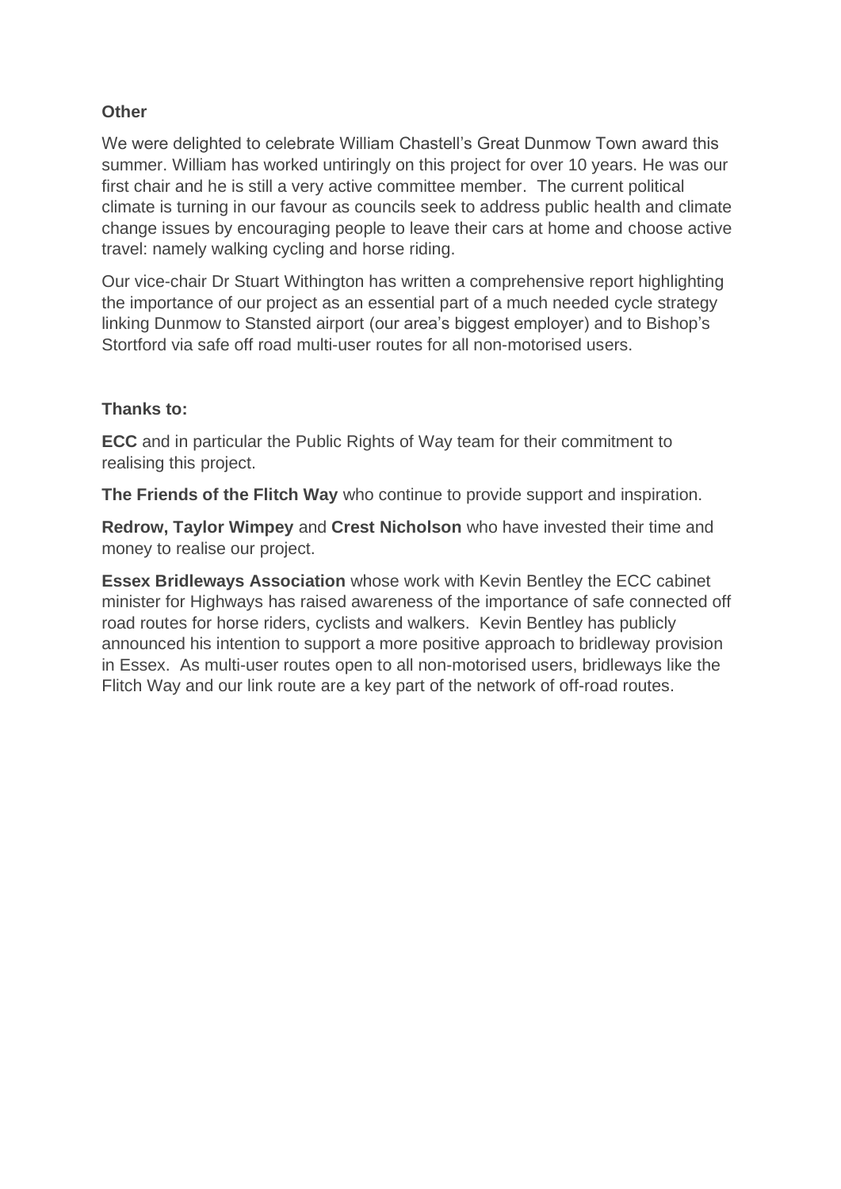**Other**

We were delighted to celebrate William Chastell's Great Dunmow Town award this summer. William has worked untiringly on this project for over 10 years. He was our first chair and he is still a very active committee member. The current political climate is turning in our favour as councils seek to address public health and climate change issues by encouraging people to leave their cars at home and choose active travel: namely walking cycling and horse riding.

Our vice-chair Dr Stuart Withington has written a comprehensive report highlighting the importance of our project as an essential part of a much needed cycle strategy linking Dunmow to Stansted airport (our area's biggest employer) and to Bishop's Stortford via safe off road multi-user routes for all non-motorised users.

**Thanks to:**

**ECC** and in particular the Public Rights of Way team for their commitment to realising this project.

**The Friends of the Flitch Way** who continue to provide support and inspiration.

**Redrow, Taylor Wimpey** and **Crest Nicholson** who have invested their time and money to realise our project.

**Essex Bridleways Association** whose work with Kevin Bentley the ECC cabinet minister for Highways has raised awareness of the importance of safe connected off road routes for horse riders, cyclists and walkers. Kevin Bentley has publicly announced his intention to support a more positive approach to bridleway provision in Essex. As multi-user routes open to all non-motorised users, bridleways like the Flitch Way and our link route are a key part of the network of off-road routes.